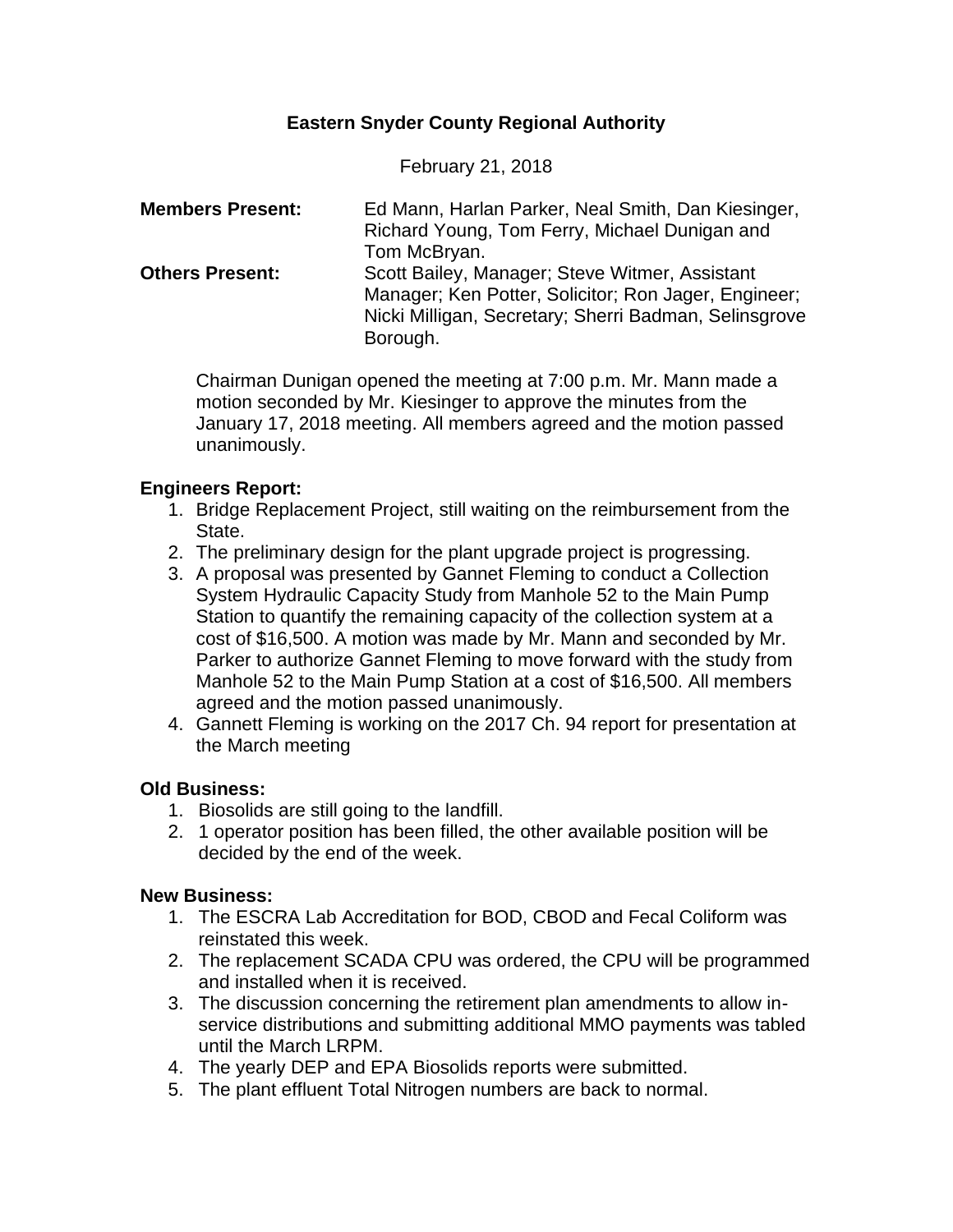# Eastern Snyder County Regional Authority

February 21, 2018

**Members Present:** Ed Mann, Harlan Parker, Neal Smith, Dan Kiesinger, Richard Young, Tom Ferry, Michael Dunigan and Tom McBryan.

**Others Present:** Scott Bailey, Manager; Steve Witmer, Assistant Manager; Ken Potter, Solicitor; Ron Jager, Engineer; Nicki Milligan, Secretary; Sherri Badman, Selinsgrove Borough.

Chairman Dunigan opened the meeting at 7:00 p.m. Mr. Mann made a motion seconded by Mr. Kiesinger to approve the minutes from the January 17, 2018 meeting. All members agreed and the motion passed unanimously.

**Engineers Report:**

1. Bridge Replacement Project, still waiting on the reimbursement from the State.
2. The preliminary design for the plant upgrade project is progressing.
3. A proposal was presented by Gannet Fleming to conduct a Collection System Hydraulic Capacity Study from Manhole 52 to the Main Pump Station to quantify the remaining capacity of the collection system at a cost of $16,500. A motion was made by Mr. Mann and seconded by Mr. Parker to authorize Gannet Fleming to move forward with the study from Manhole 52 to the Main Pump Station at a cost of $16,500. All members agreed and the motion passed unanimously.
4. Gannett Fleming is working on the 2017 Ch. 94 report for presentation at the March meeting

**Old Business:**

1. Biosolids are still going to the landfill.
2. 1 operator position has been filled, the other available position will be decided by the end of the week.

**New Business:**

1. The ESCRA Lab Accreditation for BOD, CBOD and Fecal Coliform was reinstated this week.
2. The replacement SCADA CPU was ordered, the CPU will be programmed and installed when it is received.
3. The discussion concerning the retirement plan amendments to allow in-service distributions and submitting additional MMO payments was tabled until the March LRPM.
4. The yearly DEP and EPA Biosolids reports were submitted.
5. The plant effluent Total Nitrogen numbers are back to normal.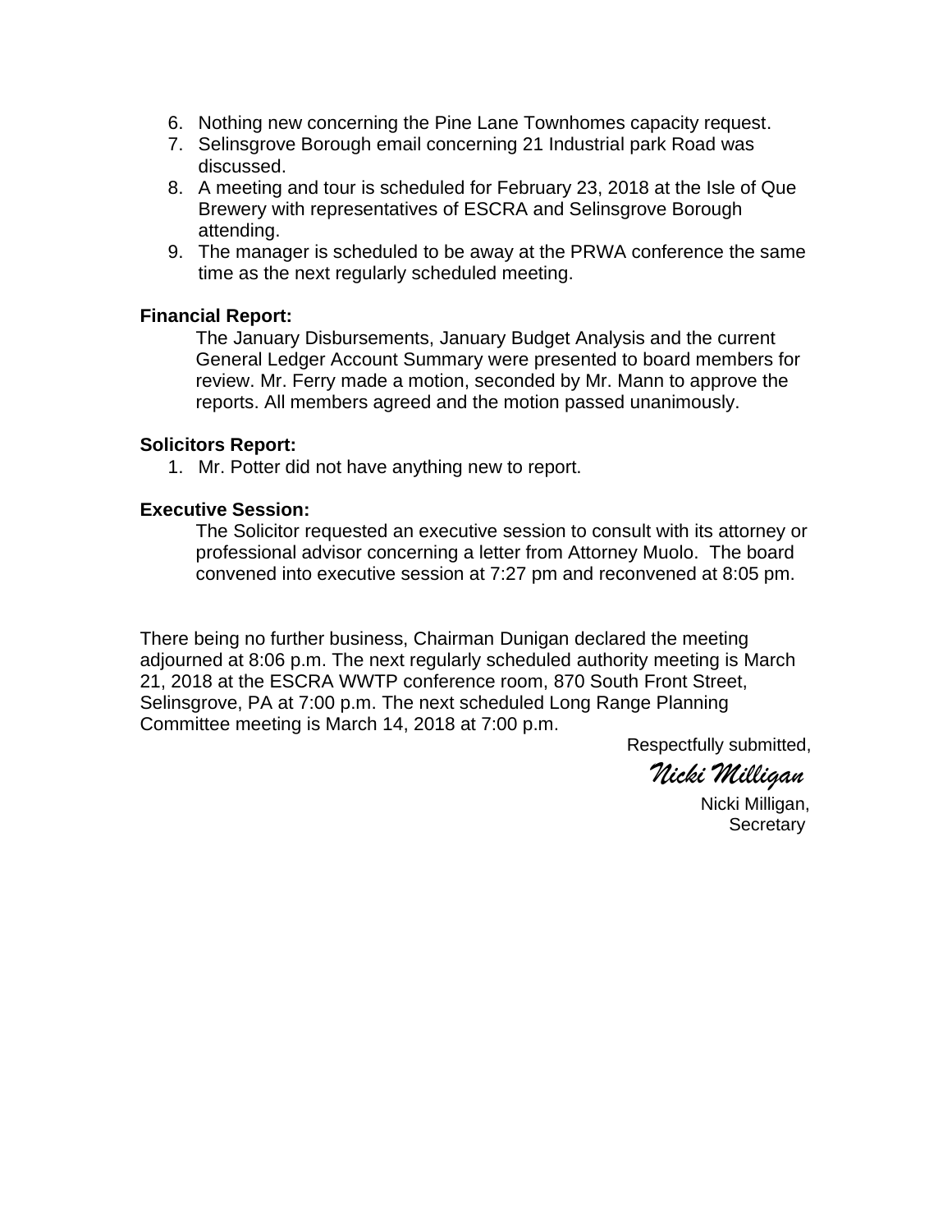6. Nothing new concerning the Pine Lane Townhomes capacity request.
7. Selinsgrove Borough email concerning 21 Industrial park Road was discussed.
8. A meeting and tour is scheduled for February 23, 2018 at the Isle of Que Brewery with representatives of ESCRA and Selinsgrove Borough attending.
9. The manager is scheduled to be away at the PRWA conference the same time as the next regularly scheduled meeting.

**Financial Report:**

The January Disbursements, January Budget Analysis and the current General Ledger Account Summary were presented to board members for review. Mr. Ferry made a motion, seconded by Mr. Mann to approve the reports. All members agreed and the motion passed unanimously.

**Solicitors Report:**

1. Mr. Potter did not have anything new to report.

**Executive Session:**

The Solicitor requested an executive session to consult with its attorney or professional advisor concerning a letter from Attorney Muolo. The board convened into executive session at 7:27 pm and reconvened at 8:05 pm.

There being no further business, Chairman Dunigan declared the meeting adjourned at 8:06 p.m. The next regularly scheduled authority meeting is March 21, 2018 at the ESCRA WWTP conference room, 870 South Front Street, Selinsgrove, PA at 7:00 p.m. The next scheduled Long Range Planning Committee meeting is March 14, 2018 at 7:00 p.m.

Respectfully submitted,

*Nicki Milligan*

Nicki Milligan,
Secretary